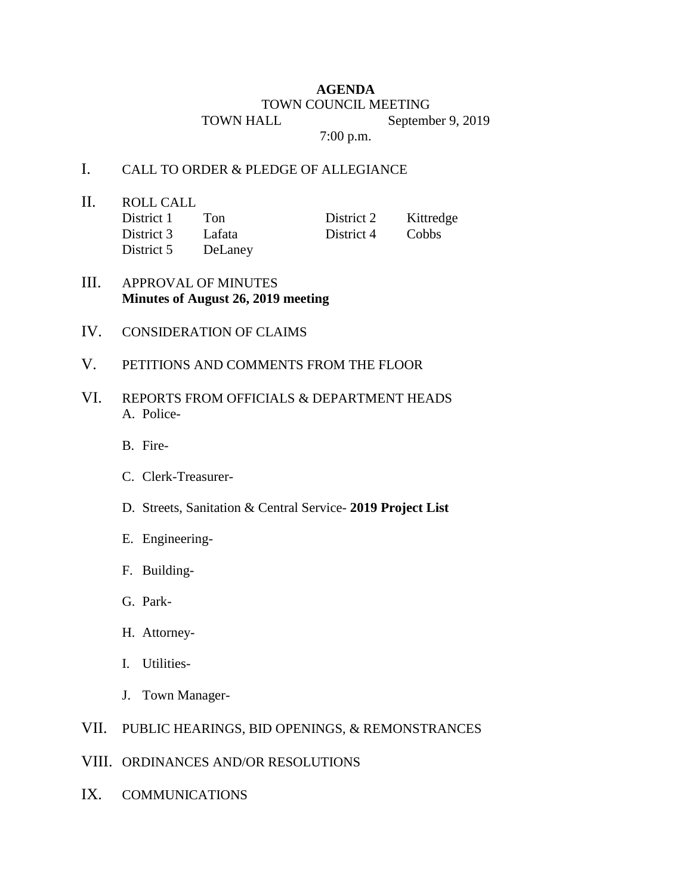# AGENDA

TOWN COUNCIL MEETING

TOWN HALL September 9, 2019

7:00 p.m.

I. CALL TO ORDER & PLEDGE OF ALLEGIANCE

II. ROLL CALL

| | | | |
|---|---|---|---|
| District 1 | Ton | District 2 | Kittredge |
| District 3 | Lafata | District 4 | Cobbs |
| District 5 | DeLaney | | |

III. APPROVAL OF MINUTES
**Minutes of August 26, 2019 meeting**

IV. CONSIDERATION OF CLAIMS

V. PETITIONS AND COMMENTS FROM THE FLOOR

VI. REPORTS FROM OFFICIALS & DEPARTMENT HEADS

A. Police-

B. Fire-

C. Clerk-Treasurer-

D. Streets, Sanitation & Central Service- **2019 Project List**

E. Engineering-

F. Building-

G. Park-

H. Attorney-

I. Utilities-

J. Town Manager-

VII. PUBLIC HEARINGS, BID OPENINGS, & REMONSTRANCES

VIII. ORDINANCES AND/OR RESOLUTIONS

IX. COMMUNICATIONS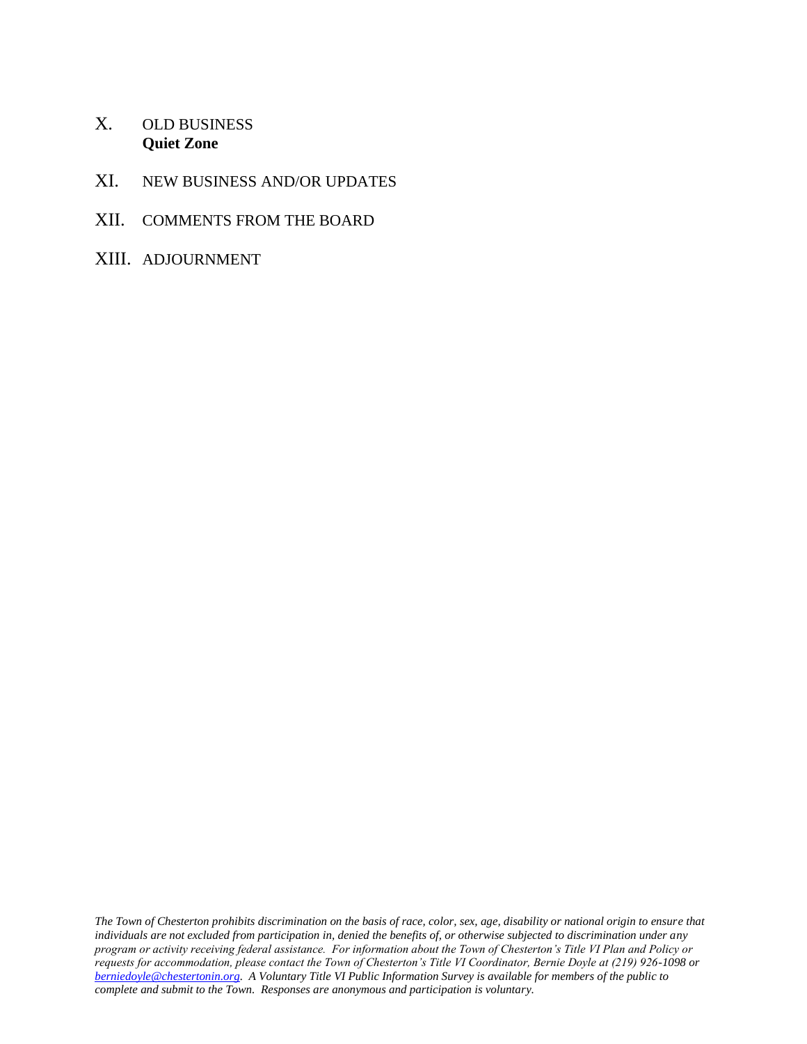X. OLD BUSINESS
**Quiet Zone**

XI. NEW BUSINESS AND/OR UPDATES

XII. COMMENTS FROM THE BOARD

XIII. ADJOURNMENT

*The Town of Chesterton prohibits discrimination on the basis of race, color, sex, age, disability or national origin to ensure that individuals are not excluded from participation in, denied the benefits of, or otherwise subjected to discrimination under any program or activity receiving federal assistance. For information about the Town of Chesterton's Title VI Plan and Policy or requests for accommodation, please contact the Town of Chesterton's Title VI Coordinator, Bernie Doyle at (219) 926-1098 or berniedoyle@chestertonin.org. A Voluntary Title VI Public Information Survey is available for members of the public to complete and submit to the Town. Responses are anonymous and participation is voluntary.*